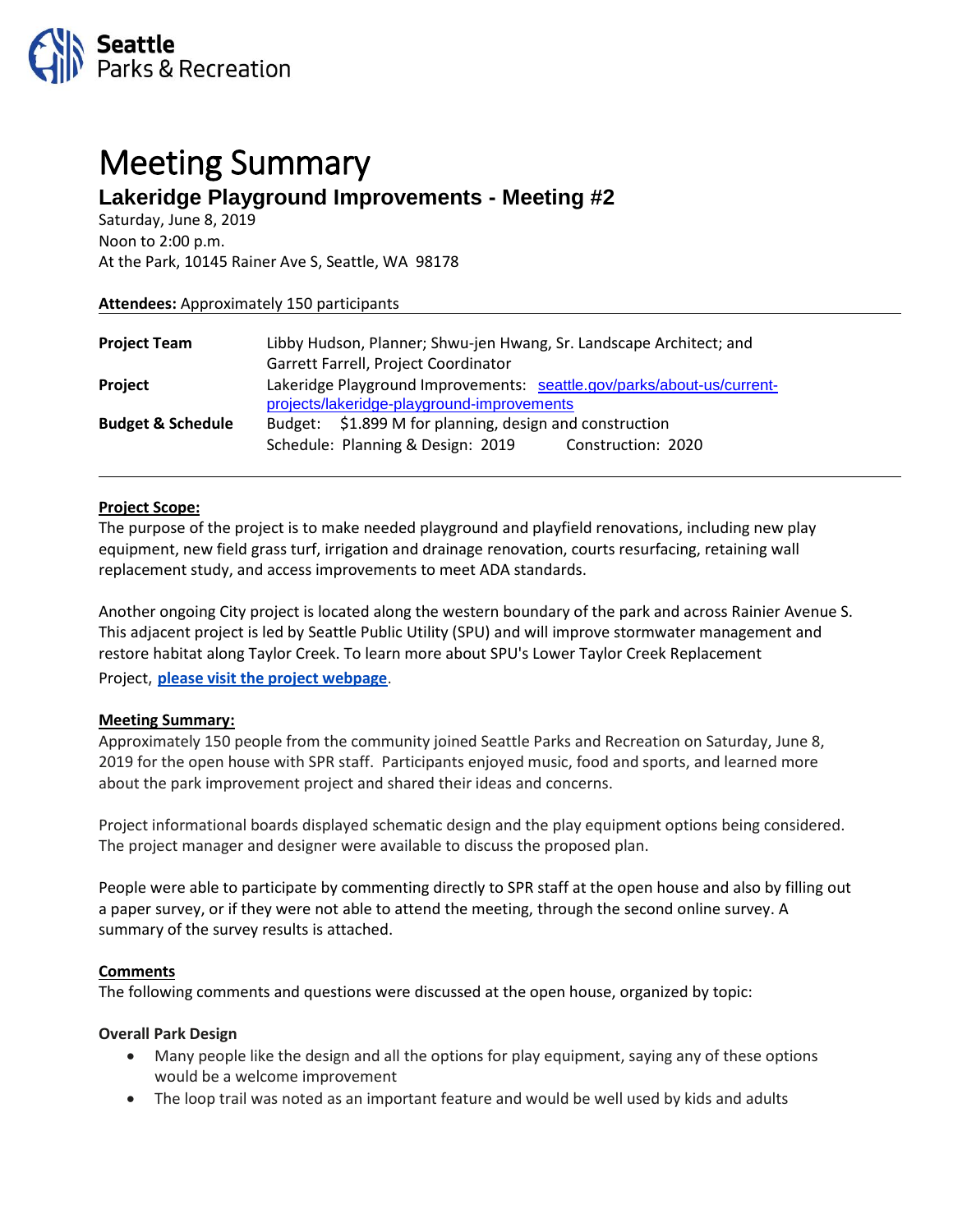Seattle Parks & Recreation

# Meeting Summary

## Lakeridge Playground Improvements - Meeting #2

Saturday, June 8, 2019
Noon to 2:00 p.m.
At the Park, 10145 Rainer Ave S, Seattle, WA 98178

**Attendees:** Approximately 150 participants

| | |
|---|---|
| **Project Team** | Libby Hudson, Planner; Shwu-jen Hwang, Sr. Landscape Architect; and Garrett Farrell, Project Coordinator |
| **Project** | Lakeridge Playground Improvements: seattle.gov/parks/about-us/current-projects/lakeridge-playground-improvements |
| **Budget & Schedule** | Budget: $1.899 M for planning, design and construction<br>Schedule: Planning & Design: 2019 Construction: 2020 |

**Project Scope:**

The purpose of the project is to make needed playground and playfield renovations, including new play equipment, new field grass turf, irrigation and drainage renovation, courts resurfacing, retaining wall replacement study, and access improvements to meet ADA standards.

Another ongoing City project is located along the western boundary of the park and across Rainier Avenue S. This adjacent project is led by Seattle Public Utility (SPU) and will improve stormwater management and restore habitat along Taylor Creek. To learn more about SPU's Lower Taylor Creek Replacement Project, **please visit the project webpage**.

**Meeting Summary:**

Approximately 150 people from the community joined Seattle Parks and Recreation on Saturday, June 8, 2019 for the open house with SPR staff. Participants enjoyed music, food and sports, and learned more about the park improvement project and shared their ideas and concerns.

Project informational boards displayed schematic design and the play equipment options being considered. The project manager and designer were available to discuss the proposed plan.

People were able to participate by commenting directly to SPR staff at the open house and also by filling out a paper survey, or if they were not able to attend the meeting, through the second online survey. A summary of the survey results is attached.

**Comments**

The following comments and questions were discussed at the open house, organized by topic:

**Overall Park Design**

- Many people like the design and all the options for play equipment, saying any of these options would be a welcome improvement
- The loop trail was noted as an important feature and would be well used by kids and adults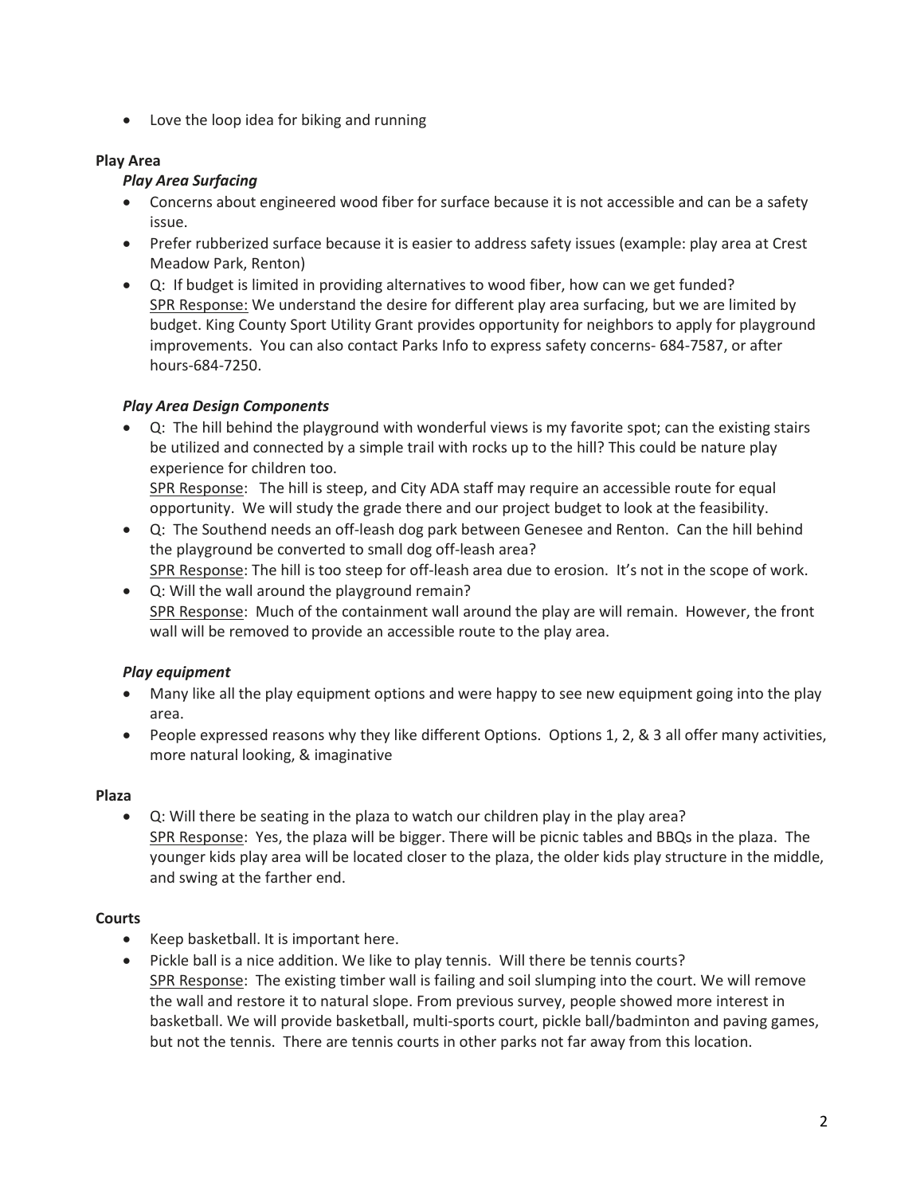- Love the loop idea for biking and running

**Play Area**

***Play Area Surfacing***

- Concerns about engineered wood fiber for surface because it is not accessible and can be a safety issue.
- Prefer rubberized surface because it is easier to address safety issues (example: play area at Crest Meadow Park, Renton)
- Q: If budget is limited in providing alternatives to wood fiber, how can we get funded?
  SPR Response: We understand the desire for different play area surfacing, but we are limited by budget. King County Sport Utility Grant provides opportunity for neighbors to apply for playground improvements. You can also contact Parks Info to express safety concerns- 684-7587, or after hours-684-7250.

***Play Area Design Components***

- Q: The hill behind the playground with wonderful views is my favorite spot; can the existing stairs be utilized and connected by a simple trail with rocks up to the hill? This could be nature play experience for children too.
  SPR Response: The hill is steep, and City ADA staff may require an accessible route for equal opportunity. We will study the grade there and our project budget to look at the feasibility.
- Q: The Southend needs an off-leash dog park between Genesee and Renton. Can the hill behind the playground be converted to small dog off-leash area?
  SPR Response: The hill is too steep for off-leash area due to erosion. It's not in the scope of work.
- Q: Will the wall around the playground remain?
  SPR Response: Much of the containment wall around the play are will remain. However, the front wall will be removed to provide an accessible route to the play area.

***Play equipment***

- Many like all the play equipment options and were happy to see new equipment going into the play area.
- People expressed reasons why they like different Options. Options 1, 2, & 3 all offer many activities, more natural looking, & imaginative

**Plaza**

- Q: Will there be seating in the plaza to watch our children play in the play area?
  SPR Response: Yes, the plaza will be bigger. There will be picnic tables and BBQs in the plaza. The younger kids play area will be located closer to the plaza, the older kids play structure in the middle, and swing at the farther end.

**Courts**

- Keep basketball. It is important here.
- Pickle ball is a nice addition. We like to play tennis. Will there be tennis courts?
  SPR Response: The existing timber wall is failing and soil slumping into the court. We will remove the wall and restore it to natural slope. From previous survey, people showed more interest in basketball. We will provide basketball, multi-sports court, pickle ball/badminton and paving games, but not the tennis. There are tennis courts in other parks not far away from this location.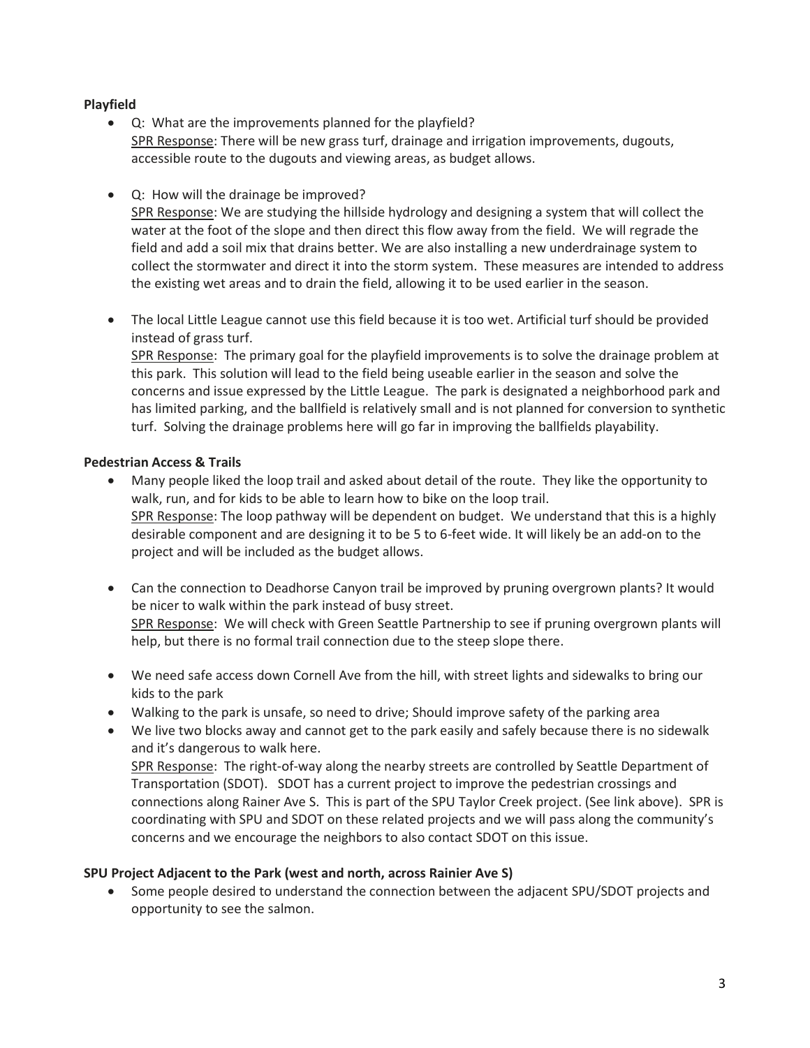**Playfield**

- Q: What are the improvements planned for the playfield?
  SPR Response: There will be new grass turf, drainage and irrigation improvements, dugouts, accessible route to the dugouts and viewing areas, as budget allows.

- Q: How will the drainage be improved?
  SPR Response: We are studying the hillside hydrology and designing a system that will collect the water at the foot of the slope and then direct this flow away from the field. We will regrade the field and add a soil mix that drains better. We are also installing a new underdrainage system to collect the stormwater and direct it into the storm system. These measures are intended to address the existing wet areas and to drain the field, allowing it to be used earlier in the season.

- The local Little League cannot use this field because it is too wet. Artificial turf should be provided instead of grass turf.
  SPR Response: The primary goal for the playfield improvements is to solve the drainage problem at this park. This solution will lead to the field being useable earlier in the season and solve the concerns and issue expressed by the Little League. The park is designated a neighborhood park and has limited parking, and the ballfield is relatively small and is not planned for conversion to synthetic turf. Solving the drainage problems here will go far in improving the ballfields playability.

**Pedestrian Access & Trails**

- Many people liked the loop trail and asked about detail of the route. They like the opportunity to walk, run, and for kids to be able to learn how to bike on the loop trail.
  SPR Response: The loop pathway will be dependent on budget. We understand that this is a highly desirable component and are designing it to be 5 to 6-feet wide. It will likely be an add-on to the project and will be included as the budget allows.

- Can the connection to Deadhorse Canyon trail be improved by pruning overgrown plants? It would be nicer to walk within the park instead of busy street.
  SPR Response: We will check with Green Seattle Partnership to see if pruning overgrown plants will help, but there is no formal trail connection due to the steep slope there.

- We need safe access down Cornell Ave from the hill, with street lights and sidewalks to bring our kids to the park
- Walking to the park is unsafe, so need to drive; Should improve safety of the parking area
- We live two blocks away and cannot get to the park easily and safely because there is no sidewalk and it's dangerous to walk here.
  SPR Response: The right-of-way along the nearby streets are controlled by Seattle Department of Transportation (SDOT). SDOT has a current project to improve the pedestrian crossings and connections along Rainer Ave S. This is part of the SPU Taylor Creek project. (See link above). SPR is coordinating with SPU and SDOT on these related projects and we will pass along the community's concerns and we encourage the neighbors to also contact SDOT on this issue.

**SPU Project Adjacent to the Park (west and north, across Rainier Ave S)**

- Some people desired to understand the connection between the adjacent SPU/SDOT projects and opportunity to see the salmon.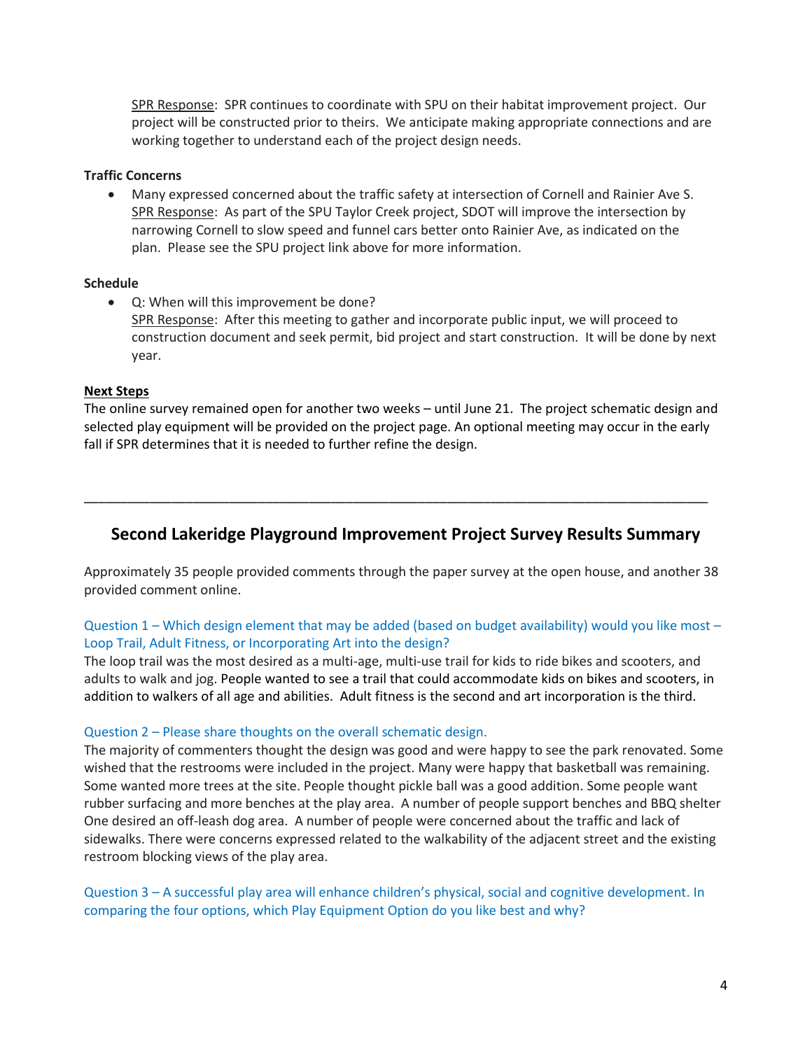SPR Response: SPR continues to coordinate with SPU on their habitat improvement project. Our project will be constructed prior to theirs. We anticipate making appropriate connections and are working together to understand each of the project design needs.

**Traffic Concerns**

- Many expressed concerned about the traffic safety at intersection of Cornell and Rainier Ave S. SPR Response: As part of the SPU Taylor Creek project, SDOT will improve the intersection by narrowing Cornell to slow speed and funnel cars better onto Rainier Ave, as indicated on the plan. Please see the SPU project link above for more information.

**Schedule**

- Q: When will this improvement be done?
  SPR Response: After this meeting to gather and incorporate public input, we will proceed to construction document and seek permit, bid project and start construction. It will be done by next year.

**Next Steps**

The online survey remained open for another two weeks – until June 21. The project schematic design and selected play equipment will be provided on the project page. An optional meeting may occur in the early fall if SPR determines that it is needed to further refine the design.

---

## Second Lakeridge Playground Improvement Project Survey Results Summary

Approximately 35 people provided comments through the paper survey at the open house, and another 38 provided comment online.

Question 1 – Which design element that may be added (based on budget availability) would you like most – Loop Trail, Adult Fitness, or Incorporating Art into the design?

The loop trail was the most desired as a multi-age, multi-use trail for kids to ride bikes and scooters, and adults to walk and jog. People wanted to see a trail that could accommodate kids on bikes and scooters, in addition to walkers of all age and abilities. Adult fitness is the second and art incorporation is the third.

Question 2 – Please share thoughts on the overall schematic design.

The majority of commenters thought the design was good and were happy to see the park renovated. Some wished that the restrooms were included in the project. Many were happy that basketball was remaining. Some wanted more trees at the site. People thought pickle ball was a good addition. Some people want rubber surfacing and more benches at the play area. A number of people support benches and BBQ shelter One desired an off-leash dog area. A number of people were concerned about the traffic and lack of sidewalks. There were concerns expressed related to the walkability of the adjacent street and the existing restroom blocking views of the play area.

Question 3 – A successful play area will enhance children's physical, social and cognitive development. In comparing the four options, which Play Equipment Option do you like best and why?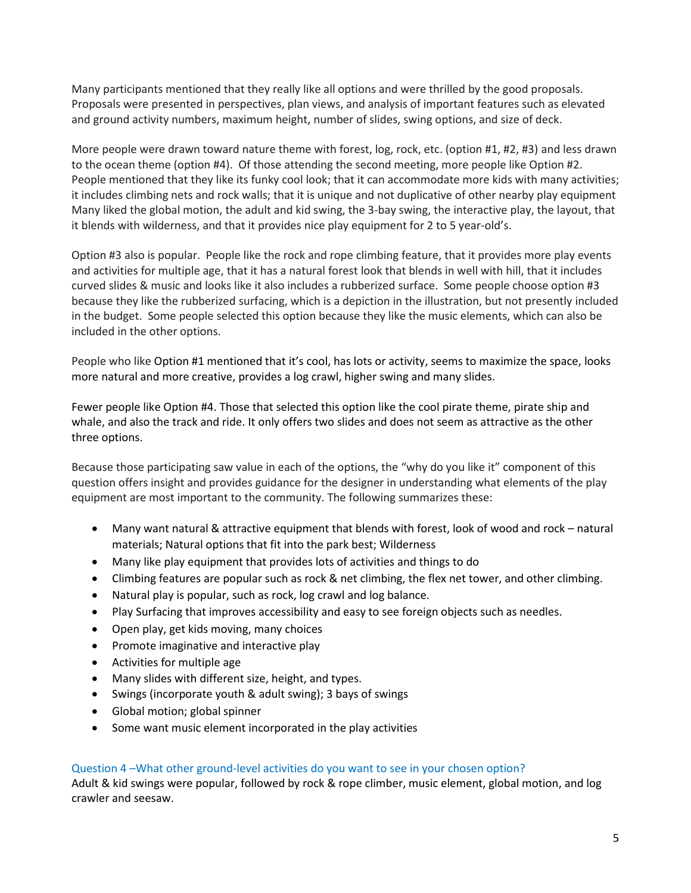Many participants mentioned that they really like all options and were thrilled by the good proposals. Proposals were presented in perspectives, plan views, and analysis of important features such as elevated and ground activity numbers, maximum height, number of slides, swing options, and size of deck.

More people were drawn toward nature theme with forest, log, rock, etc. (option #1, #2, #3) and less drawn to the ocean theme (option #4). Of those attending the second meeting, more people like Option #2. People mentioned that they like its funky cool look; that it can accommodate more kids with many activities; it includes climbing nets and rock walls; that it is unique and not duplicative of other nearby play equipment Many liked the global motion, the adult and kid swing, the 3-bay swing, the interactive play, the layout, that it blends with wilderness, and that it provides nice play equipment for 2 to 5 year-old's.

Option #3 also is popular. People like the rock and rope climbing feature, that it provides more play events and activities for multiple age, that it has a natural forest look that blends in well with hill, that it includes curved slides & music and looks like it also includes a rubberized surface. Some people choose option #3 because they like the rubberized surfacing, which is a depiction in the illustration, but not presently included in the budget. Some people selected this option because they like the music elements, which can also be included in the other options.

People who like Option #1 mentioned that it's cool, has lots or activity, seems to maximize the space, looks more natural and more creative, provides a log crawl, higher swing and many slides.

Fewer people like Option #4. Those that selected this option like the cool pirate theme, pirate ship and whale, and also the track and ride. It only offers two slides and does not seem as attractive as the other three options.

Because those participating saw value in each of the options, the "why do you like it" component of this question offers insight and provides guidance for the designer in understanding what elements of the play equipment are most important to the community. The following summarizes these:

- Many want natural & attractive equipment that blends with forest, look of wood and rock – natural materials; Natural options that fit into the park best; Wilderness
- Many like play equipment that provides lots of activities and things to do
- Climbing features are popular such as rock & net climbing, the flex net tower, and other climbing.
- Natural play is popular, such as rock, log crawl and log balance.
- Play Surfacing that improves accessibility and easy to see foreign objects such as needles.
- Open play, get kids moving, many choices
- Promote imaginative and interactive play
- Activities for multiple age
- Many slides with different size, height, and types.
- Swings (incorporate youth & adult swing); 3 bays of swings
- Global motion; global spinner
- Some want music element incorporated in the play activities

### Question 4 –What other ground-level activities do you want to see in your chosen option?

Adult & kid swings were popular, followed by rock & rope climber, music element, global motion, and log crawler and seesaw.